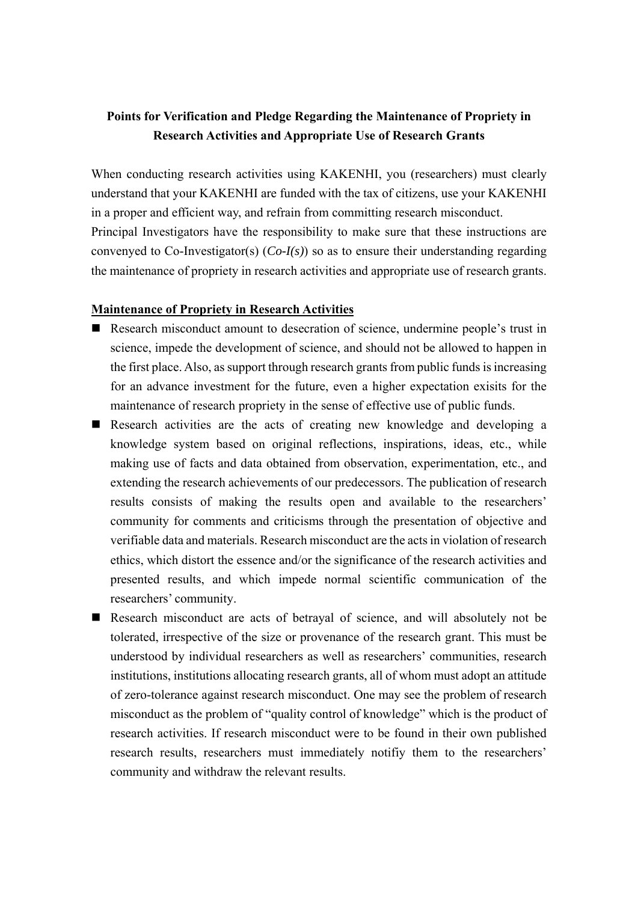**Points for Verification and Pledge Regarding the Maintenance of Propriety in Research Activities and Appropriate Use of Research Grants**

When conducting research activities using KAKENHI, you (researchers) must clearly understand that your KAKENHI are funded with the tax of citizens, use your KAKENHI in a proper and efficient way, and refrain from committing research misconduct.
Principal Investigators have the responsibility to make sure that these instructions are convenyed to Co-Investigator(s) (*Co-I(s)*) so as to ensure their understanding regarding the maintenance of propriety in research activities and appropriate use of research grants.

**Maintenance of Propriety in Research Activities**

- Research misconduct amount to desecration of science, undermine people's trust in science, impede the development of science, and should not be allowed to happen in the first place. Also, as support through research grants from public funds is increasing for an advance investment for the future, even a higher expectation exisits for the maintenance of research propriety in the sense of effective use of public funds.
- Research activities are the acts of creating new knowledge and developing a knowledge system based on original reflections, inspirations, ideas, etc., while making use of facts and data obtained from observation, experimentation, etc., and extending the research achievements of our predecessors. The publication of research results consists of making the results open and available to the researchers' community for comments and criticisms through the presentation of objective and verifiable data and materials. Research misconduct are the acts in violation of research ethics, which distort the essence and/or the significance of the research activities and presented results, and which impede normal scientific communication of the researchers' community.
- Research misconduct are acts of betrayal of science, and will absolutely not be tolerated, irrespective of the size or provenance of the research grant. This must be understood by individual researchers as well as researchers' communities, research institutions, institutions allocating research grants, all of whom must adopt an attitude of zero-tolerance against research misconduct. One may see the problem of research misconduct as the problem of "quality control of knowledge" which is the product of research activities. If research misconduct were to be found in their own published research results, researchers must immediately notifiy them to the researchers' community and withdraw the relevant results.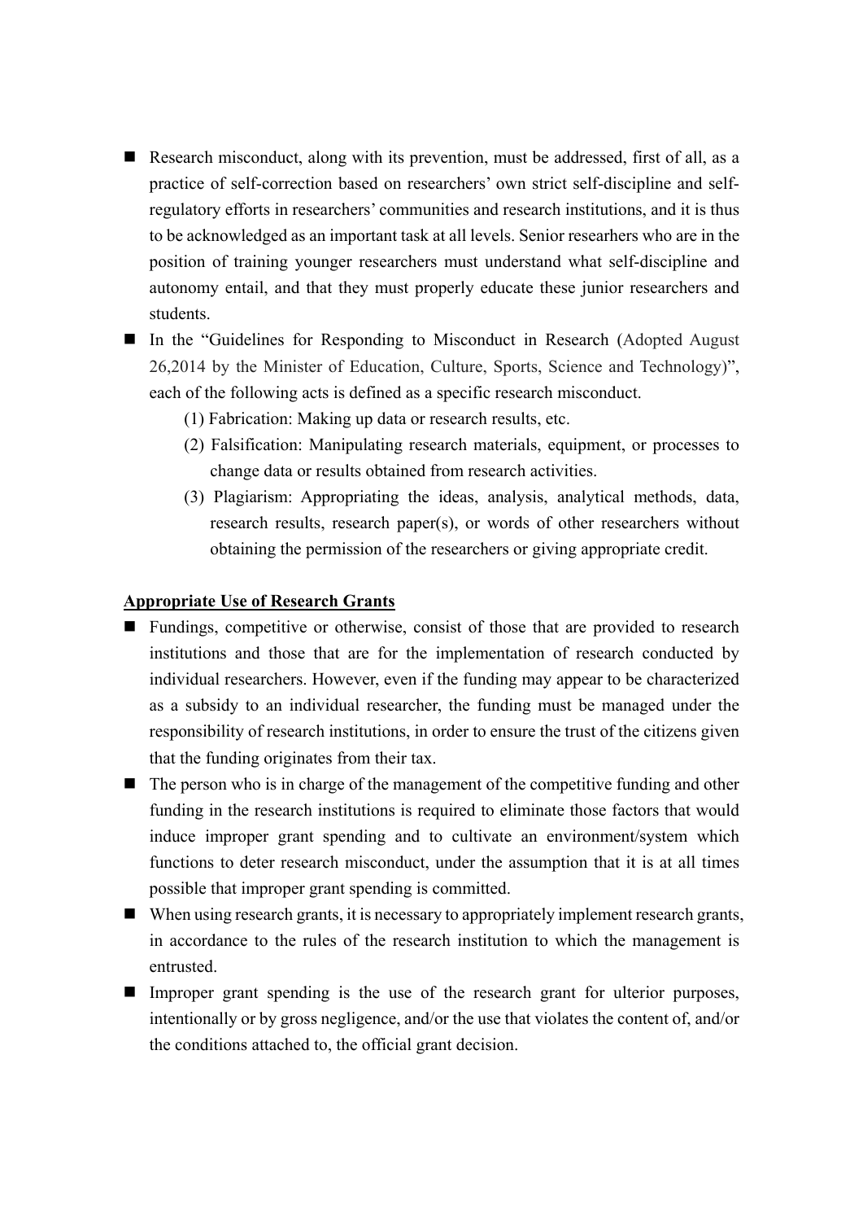- Research misconduct, along with its prevention, must be addressed, first of all, as a practice of self-correction based on researchers' own strict self-discipline and self-regulatory efforts in researchers' communities and research institutions, and it is thus to be acknowledged as an important task at all levels. Senior researhers who are in the position of training younger researchers must understand what self-discipline and autonomy entail, and that they must properly educate these junior researchers and students.
- In the "Guidelines for Responding to Misconduct in Research (Adopted August 26,2014 by the Minister of Education, Culture, Sports, Science and Technology)", each of the following acts is defined as a specific research misconduct.
  (1) Fabrication: Making up data or research results, etc.
  (2) Falsification: Manipulating research materials, equipment, or processes to change data or results obtained from research activities.
  (3) Plagiarism: Appropriating the ideas, analysis, analytical methods, data, research results, research paper(s), or words of other researchers without obtaining the permission of the researchers or giving appropriate credit.

**Appropriate Use of Research Grants**

- Fundings, competitive or otherwise, consist of those that are provided to research institutions and those that are for the implementation of research conducted by individual researchers. However, even if the funding may appear to be characterized as a subsidy to an individual researcher, the funding must be managed under the responsibility of research institutions, in order to ensure the trust of the citizens given that the funding originates from their tax.
- The person who is in charge of the management of the competitive funding and other funding in the research institutions is required to eliminate those factors that would induce improper grant spending and to cultivate an environment/system which functions to deter research misconduct, under the assumption that it is at all times possible that improper grant spending is committed.
- When using research grants, it is necessary to appropriately implement research grants, in accordance to the rules of the research institution to which the management is entrusted.
- Improper grant spending is the use of the research grant for ulterior purposes, intentionally or by gross negligence, and/or the use that violates the content of, and/or the conditions attached to, the official grant decision.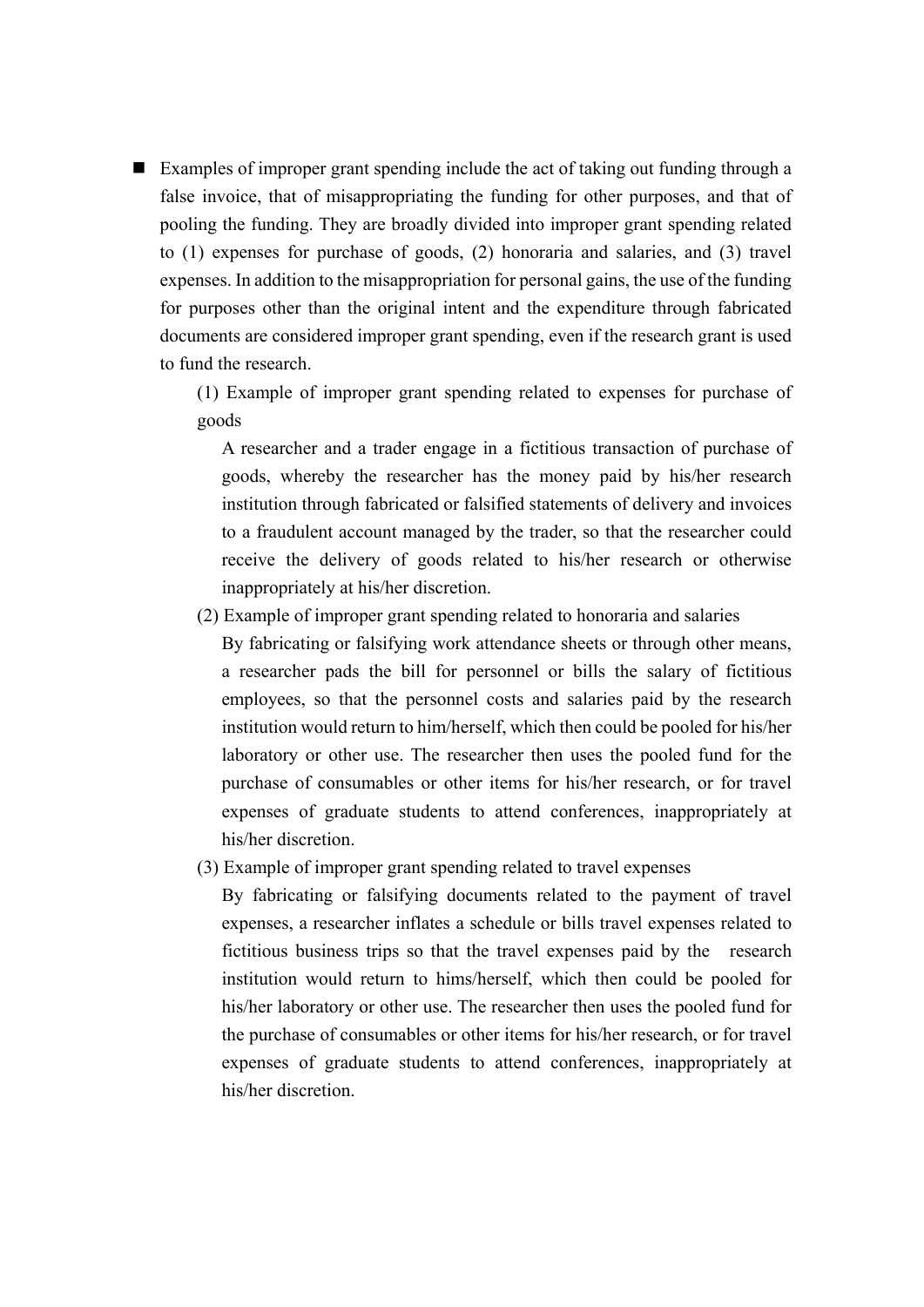- Examples of improper grant spending include the act of taking out funding through a false invoice, that of misappropriating the funding for other purposes, and that of pooling the funding. They are broadly divided into improper grant spending related to (1) expenses for purchase of goods, (2) honoraria and salaries, and (3) travel expenses. In addition to the misappropriation for personal gains, the use of the funding for purposes other than the original intent and the expenditure through fabricated documents are considered improper grant spending, even if the research grant is used to fund the research.

  (1) Example of improper grant spending related to expenses for purchase of goods

  A researcher and a trader engage in a fictitious transaction of purchase of goods, whereby the researcher has the money paid by his/her research institution through fabricated or falsified statements of delivery and invoices to a fraudulent account managed by the trader, so that the researcher could receive the delivery of goods related to his/her research or otherwise inappropriately at his/her discretion.

  (2) Example of improper grant spending related to honoraria and salaries

  By fabricating or falsifying work attendance sheets or through other means, a researcher pads the bill for personnel or bills the salary of fictitious employees, so that the personnel costs and salaries paid by the research institution would return to him/herself, which then could be pooled for his/her laboratory or other use. The researcher then uses the pooled fund for the purchase of consumables or other items for his/her research, or for travel expenses of graduate students to attend conferences, inappropriately at his/her discretion.

  (3) Example of improper grant spending related to travel expenses

  By fabricating or falsifying documents related to the payment of travel expenses, a researcher inflates a schedule or bills travel expenses related to fictitious business trips so that the travel expenses paid by the research institution would return to hims/herself, which then could be pooled for his/her laboratory or other use. The researcher then uses the pooled fund for the purchase of consumables or other items for his/her research, or for travel expenses of graduate students to attend conferences, inappropriately at his/her discretion.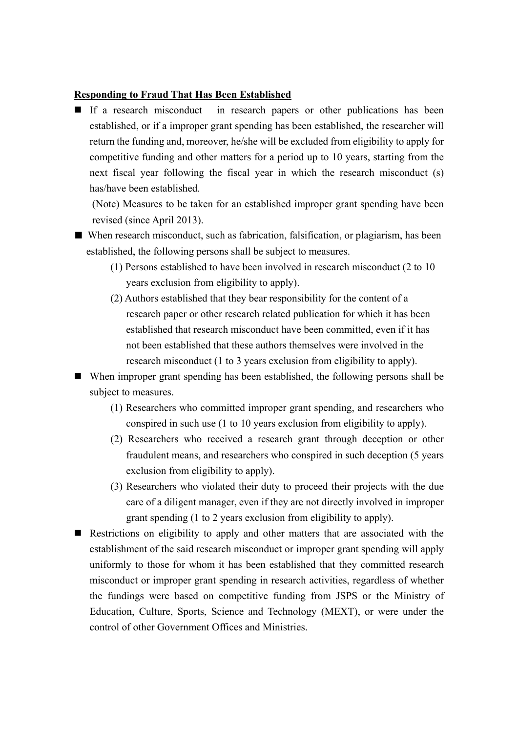**Responding to Fraud That Has Been Established**

- If a research misconduct in research papers or other publications has been established, or if a improper grant spending has been established, the researcher will return the funding and, moreover, he/she will be excluded from eligibility to apply for competitive funding and other matters for a period up to 10 years, starting from the next fiscal year following the fiscal year in which the research misconduct (s) has/have been established.

  (Note) Measures to be taken for an established improper grant spending have been revised (since April 2013).

- When research misconduct, such as fabrication, falsification, or plagiarism, has been established, the following persons shall be subject to measures.
  - (1) Persons established to have been involved in research misconduct (2 to 10 years exclusion from eligibility to apply).
  - (2) Authors established that they bear responsibility for the content of a research paper or other research related publication for which it has been established that research misconduct have been committed, even if it has not been established that these authors themselves were involved in the research misconduct (1 to 3 years exclusion from eligibility to apply).

- When improper grant spending has been established, the following persons shall be subject to measures.
  - (1) Researchers who committed improper grant spending, and researchers who conspired in such use (1 to 10 years exclusion from eligibility to apply).
  - (2) Researchers who received a research grant through deception or other fraudulent means, and researchers who conspired in such deception (5 years exclusion from eligibility to apply).
  - (3) Researchers who violated their duty to proceed their projects with the due care of a diligent manager, even if they are not directly involved in improper grant spending (1 to 2 years exclusion from eligibility to apply).

- Restrictions on eligibility to apply and other matters that are associated with the establishment of the said research misconduct or improper grant spending will apply uniformly to those for whom it has been established that they committed research misconduct or improper grant spending in research activities, regardless of whether the fundings were based on competitive funding from JSPS or the Ministry of Education, Culture, Sports, Science and Technology (MEXT), or were under the control of other Government Offices and Ministries.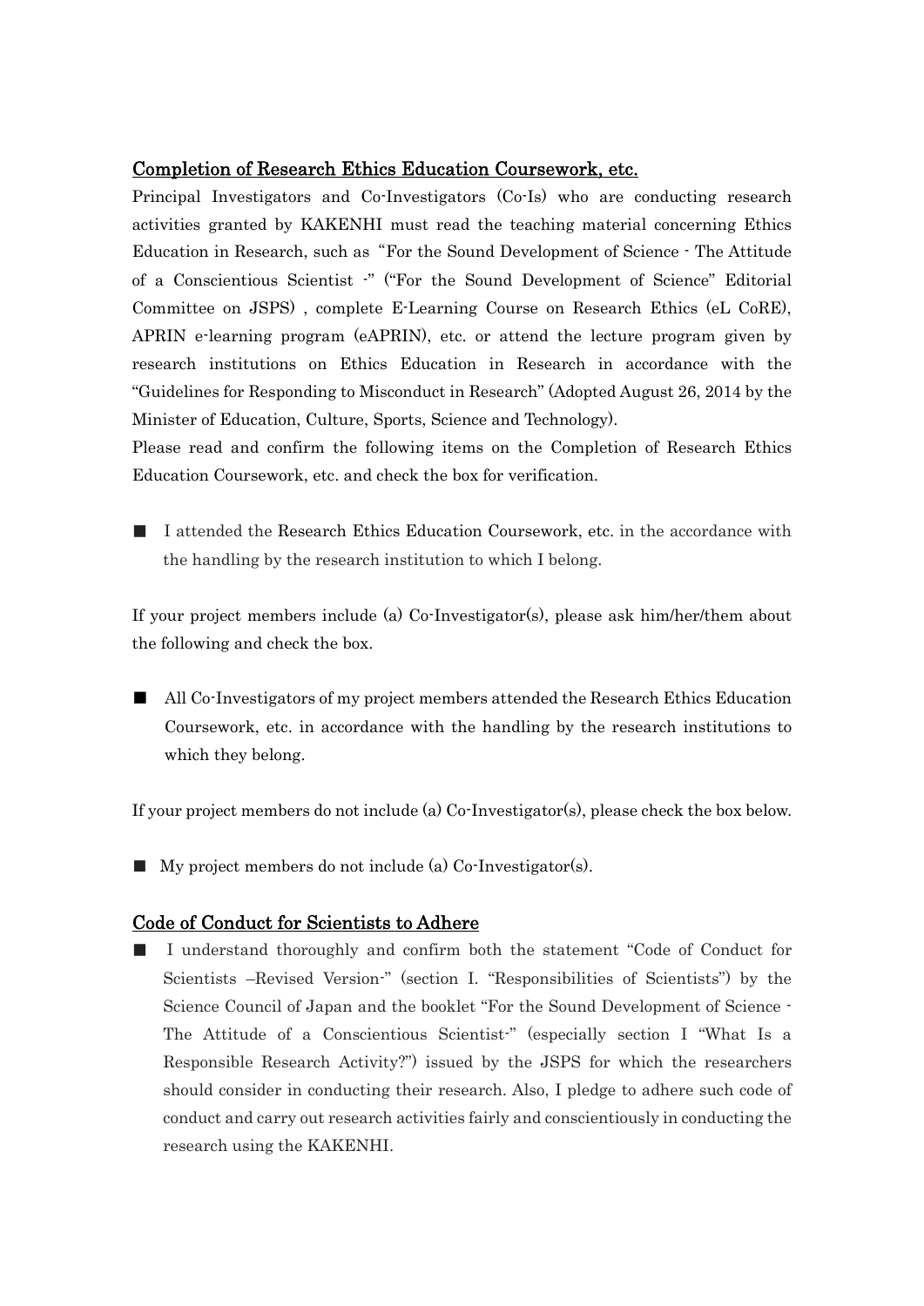## Completion of Research Ethics Education Coursework, etc.

Principal Investigators and Co-Investigators (Co-Is) who are conducting research activities granted by KAKENHI must read the teaching material concerning Ethics Education in Research, such as "For the Sound Development of Science - The Attitude of a Conscientious Scientist -" ("For the Sound Development of Science" Editorial Committee on JSPS) , complete E-Learning Course on Research Ethics (eL CoRE), APRIN e-learning program (eAPRIN), etc. or attend the lecture program given by research institutions on Ethics Education in Research in accordance with the "Guidelines for Responding to Misconduct in Research" (Adopted August 26, 2014 by the Minister of Education, Culture, Sports, Science and Technology).

Please read and confirm the following items on the Completion of Research Ethics Education Coursework, etc. and check the box for verification.

■ I attended the Research Ethics Education Coursework, etc. in the accordance with the handling by the research institution to which I belong.

If your project members include (a) Co-Investigator(s), please ask him/her/them about the following and check the box.

■ All Co-Investigators of my project members attended the Research Ethics Education Coursework, etc. in accordance with the handling by the research institutions to which they belong.

If your project members do not include (a) Co-Investigator(s), please check the box below.

■ My project members do not include (a) Co-Investigator(s).

## Code of Conduct for Scientists to Adhere

■ I understand thoroughly and confirm both the statement "Code of Conduct for Scientists –Revised Version-" (section I. "Responsibilities of Scientists") by the Science Council of Japan and the booklet "For the Sound Development of Science - The Attitude of a Conscientious Scientist-" (especially section I "What Is a Responsible Research Activity?") issued by the JSPS for which the researchers should consider in conducting their research. Also, I pledge to adhere such code of conduct and carry out research activities fairly and conscientiously in conducting the research using the KAKENHI.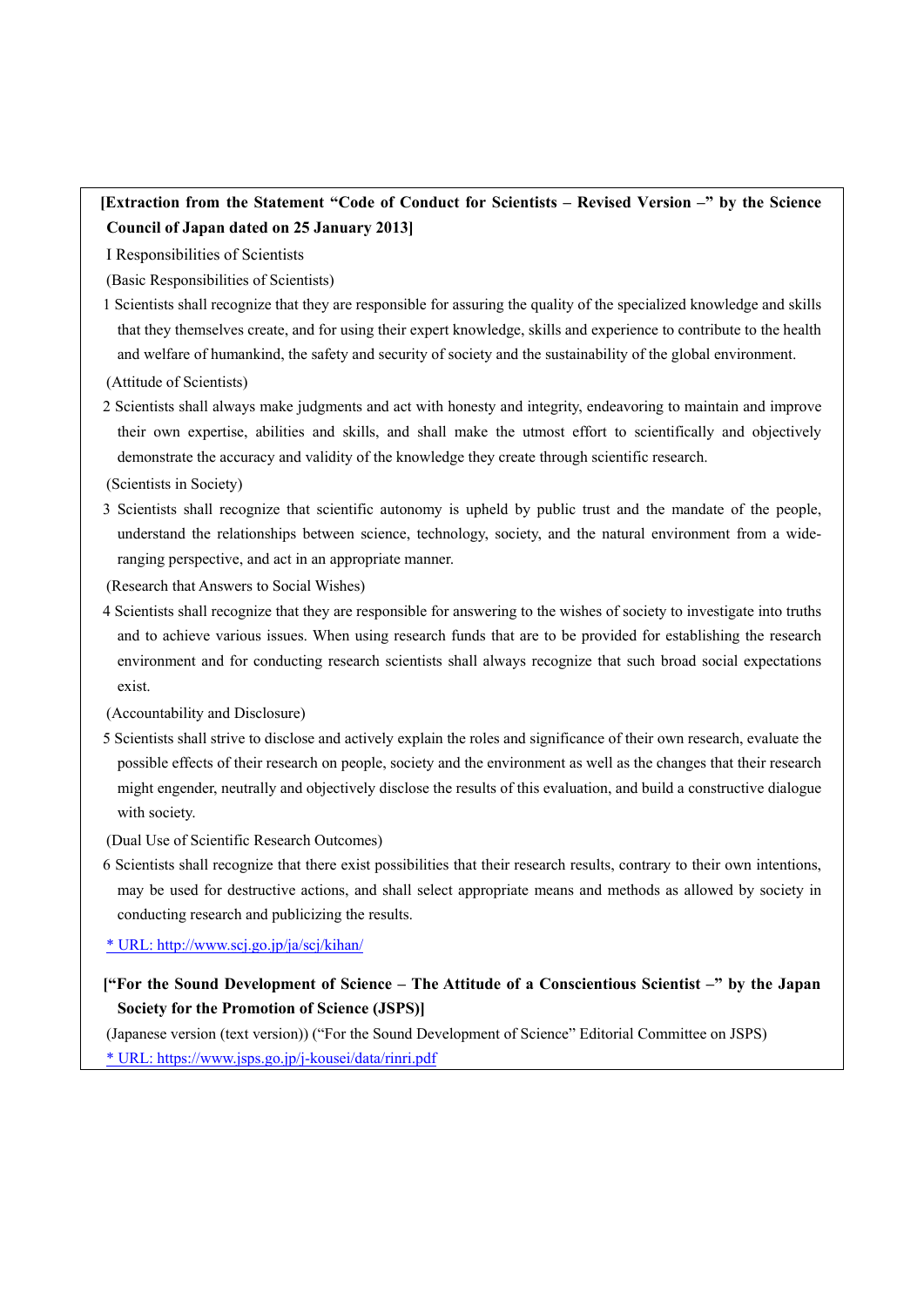**[Extraction from the Statement "Code of Conduct for Scientists – Revised Version –" by the Science Council of Japan dated on 25 January 2013]**

I Responsibilities of Scientists

(Basic Responsibilities of Scientists)

1 Scientists shall recognize that they are responsible for assuring the quality of the specialized knowledge and skills that they themselves create, and for using their expert knowledge, skills and experience to contribute to the health and welfare of humankind, the safety and security of society and the sustainability of the global environment.

(Attitude of Scientists)

2 Scientists shall always make judgments and act with honesty and integrity, endeavoring to maintain and improve their own expertise, abilities and skills, and shall make the utmost effort to scientifically and objectively demonstrate the accuracy and validity of the knowledge they create through scientific research.

(Scientists in Society)

3 Scientists shall recognize that scientific autonomy is upheld by public trust and the mandate of the people, understand the relationships between science, technology, society, and the natural environment from a wide-ranging perspective, and act in an appropriate manner.

(Research that Answers to Social Wishes)

4 Scientists shall recognize that they are responsible for answering to the wishes of society to investigate into truths and to achieve various issues. When using research funds that are to be provided for establishing the research environment and for conducting research scientists shall always recognize that such broad social expectations exist.

(Accountability and Disclosure)

5 Scientists shall strive to disclose and actively explain the roles and significance of their own research, evaluate the possible effects of their research on people, society and the environment as well as the changes that their research might engender, neutrally and objectively disclose the results of this evaluation, and build a constructive dialogue with society.

(Dual Use of Scientific Research Outcomes)

6 Scientists shall recognize that there exist possibilities that their research results, contrary to their own intentions, may be used for destructive actions, and shall select appropriate means and methods as allowed by society in conducting research and publicizing the results.

* URL: http://www.scj.go.jp/ja/scj/kihan/

**["For the Sound Development of Science – The Attitude of a Conscientious Scientist –" by the Japan Society for the Promotion of Science (JSPS)]**

(Japanese version (text version)) ("For the Sound Development of Science" Editorial Committee on JSPS)

* URL: https://www.jsps.go.jp/j-kousei/data/rinri.pdf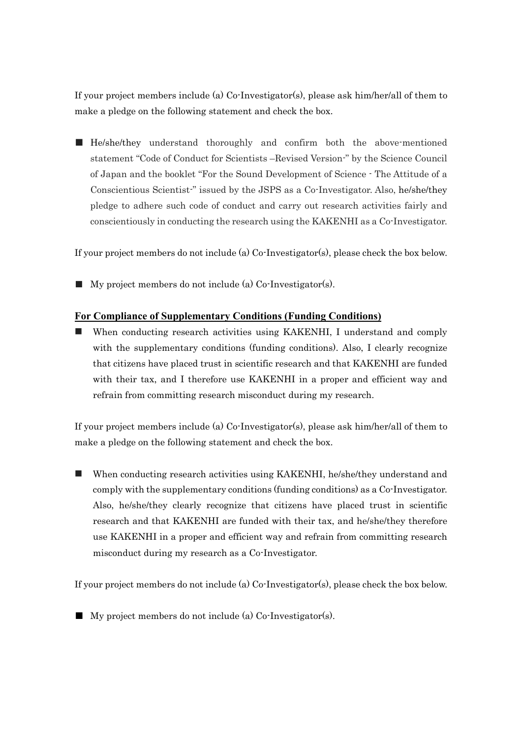If your project members include (a) Co-Investigator(s), please ask him/her/all of them to make a pledge on the following statement and check the box.

■ He/she/they understand thoroughly and confirm both the above-mentioned statement "Code of Conduct for Scientists –Revised Version-" by the Science Council of Japan and the booklet "For the Sound Development of Science - The Attitude of a Conscientious Scientist-" issued by the JSPS as a Co-Investigator. Also, he/she/they pledge to adhere such code of conduct and carry out research activities fairly and conscientiously in conducting the research using the KAKENHI as a Co-Investigator.

If your project members do not include (a) Co-Investigator(s), please check the box below.

■ My project members do not include (a) Co-Investigator(s).

**For Compliance of Supplementary Conditions (Funding Conditions)**

■ When conducting research activities using KAKENHI, I understand and comply with the supplementary conditions (funding conditions). Also, I clearly recognize that citizens have placed trust in scientific research and that KAKENHI are funded with their tax, and I therefore use KAKENHI in a proper and efficient way and refrain from committing research misconduct during my research.

If your project members include (a) Co-Investigator(s), please ask him/her/all of them to make a pledge on the following statement and check the box.

■ When conducting research activities using KAKENHI, he/she/they understand and comply with the supplementary conditions (funding conditions) as a Co-Investigator. Also, he/she/they clearly recognize that citizens have placed trust in scientific research and that KAKENHI are funded with their tax, and he/she/they therefore use KAKENHI in a proper and efficient way and refrain from committing research misconduct during my research as a Co-Investigator.

If your project members do not include (a) Co-Investigator(s), please check the box below.

■ My project members do not include (a) Co-Investigator(s).